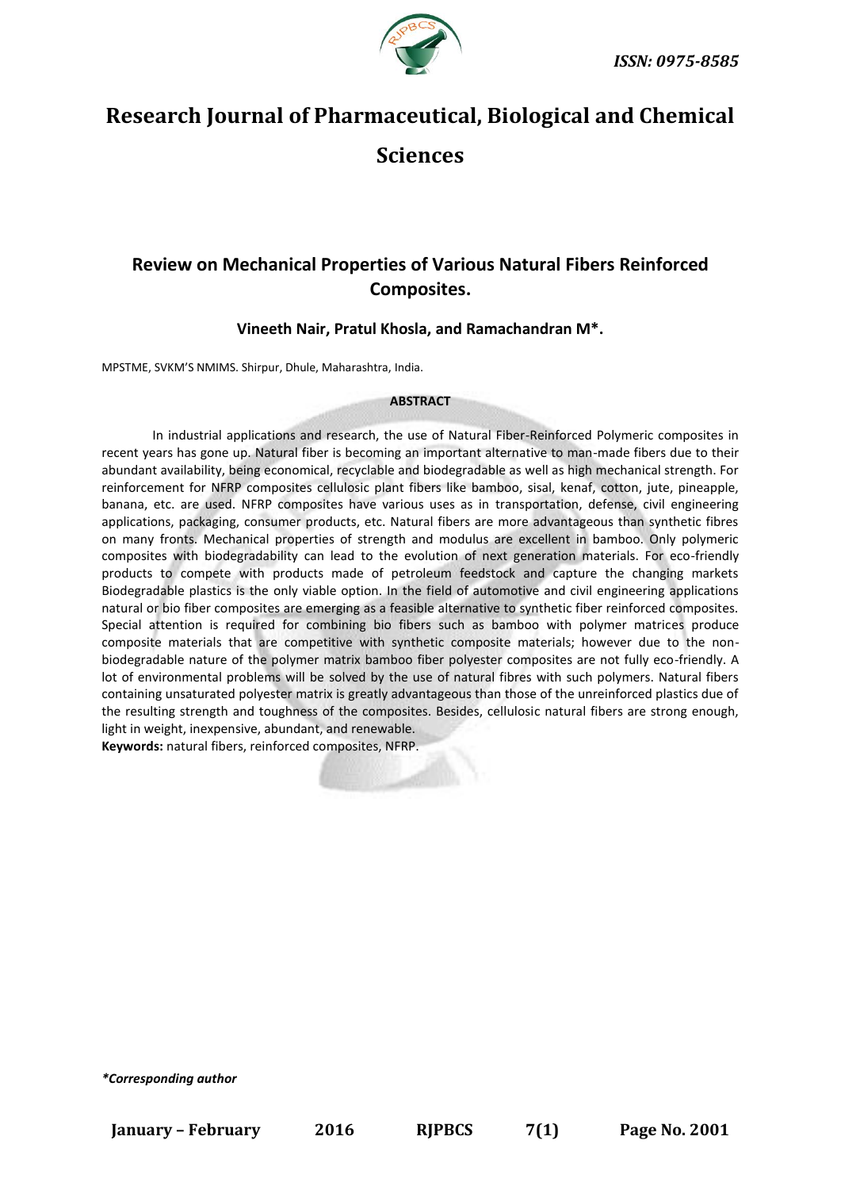ISSN: 0975-8585

# Research Journal of Pharmaceutical, Biological and Chemical Sciences

## Review on Mechanical Properties of Various Natural Fibers Reinforced Composites.

**Vineeth Nair, Pratul Khosla, and Ramachandran M\*.**

MPSTME, SVKM'S NMIMS. Shirpur, Dhule, Maharashtra, India.

### ABSTRACT

In industrial applications and research, the use of Natural Fiber-Reinforced Polymeric composites in recent years has gone up. Natural fiber is becoming an important alternative to man-made fibers due to their abundant availability, being economical, recyclable and biodegradable as well as high mechanical strength. For reinforcement for NFRP composites cellulosic plant fibers like bamboo, sisal, kenaf, cotton, jute, pineapple, banana, etc. are used. NFRP composites have various uses as in transportation, defense, civil engineering applications, packaging, consumer products, etc. Natural fibers are more advantageous than synthetic fibres on many fronts. Mechanical properties of strength and modulus are excellent in bamboo. Only polymeric composites with biodegradability can lead to the evolution of next generation materials. For eco-friendly products to compete with products made of petroleum feedstock and capture the changing markets Biodegradable plastics is the only viable option. In the field of automotive and civil engineering applications natural or bio fiber composites are emerging as a feasible alternative to synthetic fiber reinforced composites. Special attention is required for combining bio fibers such as bamboo with polymer matrices produce composite materials that are competitive with synthetic composite materials; however due to the non-biodegradable nature of the polymer matrix bamboo fiber polyester composites are not fully eco-friendly. A lot of environmental problems will be solved by the use of natural fibres with such polymers. Natural fibers containing unsaturated polyester matrix is greatly advantageous than those of the unreinforced plastics due of the resulting strength and toughness of the composites. Besides, cellulosic natural fibers are strong enough, light in weight, inexpensive, abundant, and renewable.

**Keywords:** natural fibers, reinforced composites, NFRP.

*\*Corresponding author*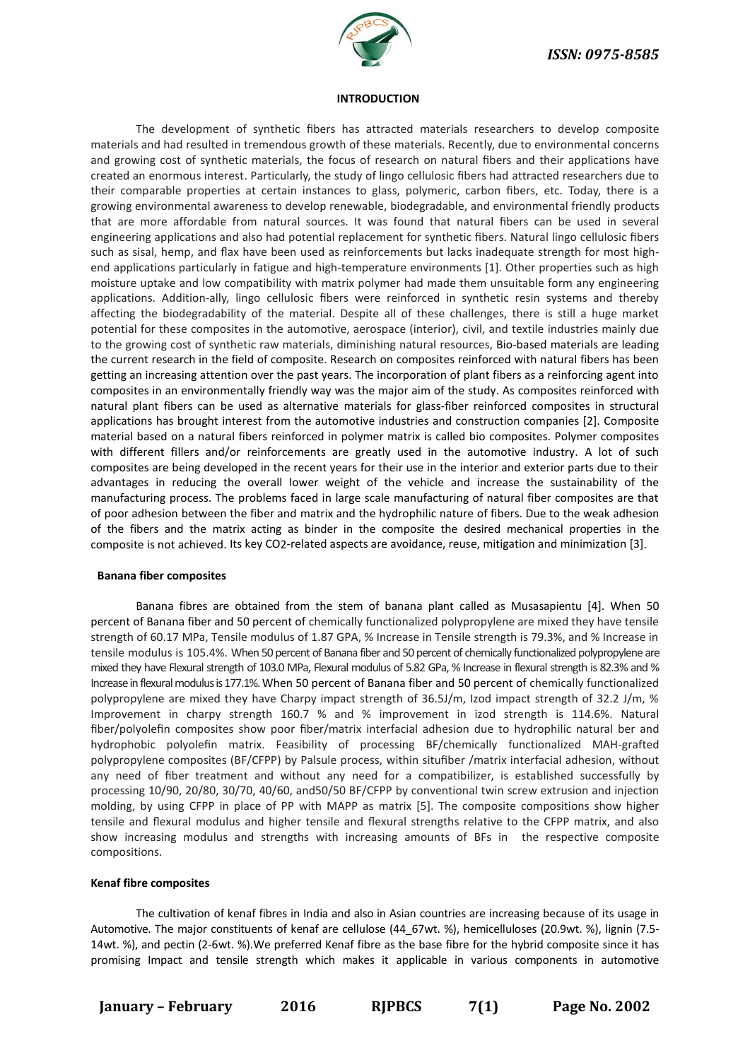## INTRODUCTION

The development of synthetic fibers has attracted materials researchers to develop composite materials and had resulted in tremendous growth of these materials. Recently, due to environmental concerns and growing cost of synthetic materials, the focus of research on natural fibers and their applications have created an enormous interest. Particularly, the study of lingo cellulosic fibers had attracted researchers due to their comparable properties at certain instances to glass, polymeric, carbon fibers, etc. Today, there is a growing environmental awareness to develop renewable, biodegradable, and environmental friendly products that are more affordable from natural sources. It was found that natural fibers can be used in several engineering applications and also had potential replacement for synthetic fibers. Natural lingo cellulosic fibers such as sisal, hemp, and flax have been used as reinforcements but lacks inadequate strength for most high-end applications particularly in fatigue and high-temperature environments [1]. Other properties such as high moisture uptake and low compatibility with matrix polymer had made them unsuitable form any engineering applications. Addition-ally, lingo cellulosic fibers were reinforced in synthetic resin systems and thereby affecting the biodegradability of the material. Despite all of these challenges, there is still a huge market potential for these composites in the automotive, aerospace (interior), civil, and textile industries mainly due to the growing cost of synthetic raw materials, diminishing natural resources, Bio-based materials are leading the current research in the field of composite. Research on composites reinforced with natural fibers has been getting an increasing attention over the past years. The incorporation of plant fibers as a reinforcing agent into composites in an environmentally friendly way was the major aim of the study. As composites reinforced with natural plant fibers can be used as alternative materials for glass-fiber reinforced composites in structural applications has brought interest from the automotive industries and construction companies [2]. Composite material based on a natural fibers reinforced in polymer matrix is called bio composites. Polymer composites with different fillers and/or reinforcements are greatly used in the automotive industry. A lot of such composites are being developed in the recent years for their use in the interior and exterior parts due to their advantages in reducing the overall lower weight of the vehicle and increase the sustainability of the manufacturing process. The problems faced in large scale manufacturing of natural fiber composites are that of poor adhesion between the fiber and matrix and the hydrophilic nature of fibers. Due to the weak adhesion of the fibers and the matrix acting as binder in the composite the desired mechanical properties in the composite is not achieved. Its key $CO_2$-related aspects are avoidance, reuse, mitigation and minimization [3].

### Banana fiber composites

Banana fibres are obtained from the stem of banana plant called as Musasapientu [4]. When 50 percent of Banana fiber and 50 percent of chemically functionalized polypropylene are mixed they have tensile strength of 60.17 MPa, Tensile modulus of 1.87 GPA, % Increase in Tensile strength is 79.3%, and % Increase in tensile modulus is 105.4%. When 50 percent of Banana fiber and 50 percent of chemically functionalized polypropylene are mixed they have Flexural strength of 103.0 MPa, Flexural modulus of 5.82 GPa, % Increase in flexural strength is 82.3% and % Increase in flexural modulus is 177.1%. When 50 percent of Banana fiber and 50 percent of chemically functionalized polypropylene are mixed they have Charpy impact strength of 36.5J/m, Izod impact strength of 32.2 J/m, % Improvement in charpy strength 160.7 % and % improvement in izod strength is 114.6%. Natural fiber/polyolefin composites show poor fiber/matrix interfacial adhesion due to hydrophilic natural ber and hydrophobic polyolefin matrix. Feasibility of processing BF/chemically functionalized MAH-grafted polypropylene composites (BF/CFPP) by Palsule process, within situfiber /matrix interfacial adhesion, without any need of fiber treatment and without any need for a compatibilizer, is established successfully by processing 10/90, 20/80, 30/70, 40/60, and50/50 BF/CFPP by conventional twin screw extrusion and injection molding, by using CFPP in place of PP with MAPP as matrix [5]. The composite compositions show higher tensile and flexural modulus and higher tensile and flexural strengths relative to the CFPP matrix, and also show increasing modulus and strengths with increasing amounts of BFs in the respective composite compositions.

### Kenaf fibre composites

The cultivation of kenaf fibres in India and also in Asian countries are increasing because of its usage in Automotive. The major constituents of kenaf are cellulose (44_67wt. %), hemicelluloses (20.9wt. %), lignin (7.5-14wt. %), and pectin (2-6wt. %).We preferred Kenaf fibre as the base fibre for the hybrid composite since it has promising Impact and tensile strength which makes it applicable in various components in automotive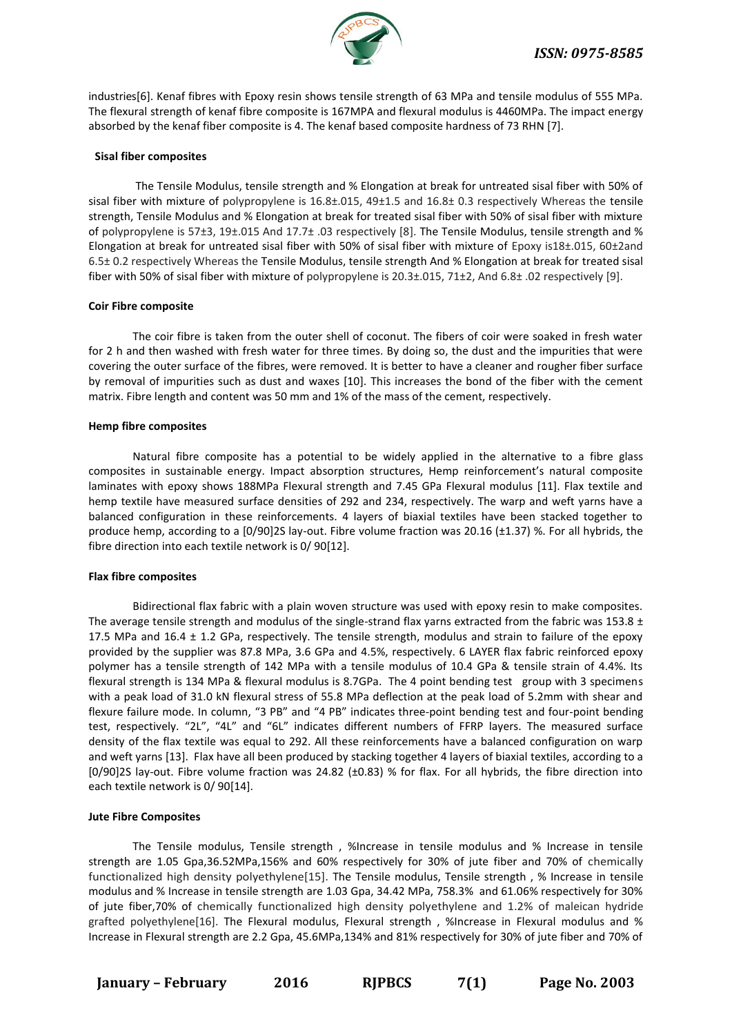industries[6]. Kenaf fibres with Epoxy resin shows tensile strength of 63 MPa and tensile modulus of 555 MPa. The flexural strength of kenaf fibre composite is 167MPA and flexural modulus is 4460MPa. The impact energy absorbed by the kenaf fiber composite is 4. The kenaf based composite hardness of 73 RHN [7].

**Sisal fiber composites**

The Tensile Modulus, tensile strength and % Elongation at break for untreated sisal fiber with 50% of sisal fiber with mixture of polypropylene is 16.8±.015, 49±1.5 and 16.8± 0.3 respectively Whereas the tensile strength, Tensile Modulus and % Elongation at break for treated sisal fiber with 50% of sisal fiber with mixture of polypropylene is 57±3, 19±.015 And 17.7± .03 respectively [8]. The Tensile Modulus, tensile strength and % Elongation at break for untreated sisal fiber with 50% of sisal fiber with mixture of Epoxy is18±.015, 60±2and 6.5± 0.2 respectively Whereas the Tensile Modulus, tensile strength And % Elongation at break for treated sisal fiber with 50% of sisal fiber with mixture of polypropylene is 20.3±.015, 71±2, And 6.8± .02 respectively [9].

**Coir Fibre composite**

The coir fibre is taken from the outer shell of coconut. The fibers of coir were soaked in fresh water for 2 h and then washed with fresh water for three times. By doing so, the dust and the impurities that were covering the outer surface of the fibres, were removed. It is better to have a cleaner and rougher fiber surface by removal of impurities such as dust and waxes [10]. This increases the bond of the fiber with the cement matrix. Fibre length and content was 50 mm and 1% of the mass of the cement, respectively.

**Hemp fibre composites**

Natural fibre composite has a potential to be widely applied in the alternative to a fibre glass composites in sustainable energy. Impact absorption structures, Hemp reinforcement's natural composite laminates with epoxy shows 188MPa Flexural strength and 7.45 GPa Flexural modulus [11]. Flax textile and hemp textile have measured surface densities of 292 and 234, respectively. The warp and weft yarns have a balanced configuration in these reinforcements. 4 layers of biaxial textiles have been stacked together to produce hemp, according to a [0/90]2S lay-out. Fibre volume fraction was 20.16 (±1.37) %. For all hybrids, the fibre direction into each textile network is 0/ 90[12].

**Flax fibre composites**

Bidirectional flax fabric with a plain woven structure was used with epoxy resin to make composites. The average tensile strength and modulus of the single-strand flax yarns extracted from the fabric was 153.8 ± 17.5 MPa and 16.4 ± 1.2 GPa, respectively. The tensile strength, modulus and strain to failure of the epoxy provided by the supplier was 87.8 MPa, 3.6 GPa and 4.5%, respectively. 6 LAYER flax fabric reinforced epoxy polymer has a tensile strength of 142 MPa with a tensile modulus of 10.4 GPa & tensile strain of 4.4%. Its flexural strength is 134 MPa & flexural modulus is 8.7GPa. The 4 point bending test group with 3 specimens with a peak load of 31.0 kN flexural stress of 55.8 MPa deflection at the peak load of 5.2mm with shear and flexure failure mode. In column, "3 PB" and "4 PB" indicates three-point bending test and four-point bending test, respectively. "2L", "4L" and "6L" indicates different numbers of FFRP layers. The measured surface density of the flax textile was equal to 292. All these reinforcements have a balanced configuration on warp and weft yarns [13]. Flax have all been produced by stacking together 4 layers of biaxial textiles, according to a [0/90]2S lay-out. Fibre volume fraction was 24.82 (±0.83) % for flax. For all hybrids, the fibre direction into each textile network is 0/ 90[14].

**Jute Fibre Composites**

The Tensile modulus, Tensile strength , %Increase in tensile modulus and % Increase in tensile strength are 1.05 Gpa,36.52MPa,156% and 60% respectively for 30% of jute fiber and 70% of chemically functionalized high density polyethylene[15]. The Tensile modulus, Tensile strength , % Increase in tensile modulus and % Increase in tensile strength are 1.03 Gpa, 34.42 MPa, 758.3% and 61.06% respectively for 30% of jute fiber,70% of chemically functionalized high density polyethylene and 1.2% of maleican hydride grafted polyethylene[16]. The Flexural modulus, Flexural strength , %Increase in Flexural modulus and % Increase in Flexural strength are 2.2 Gpa, 45.6MPa,134% and 81% respectively for 30% of jute fiber and 70% of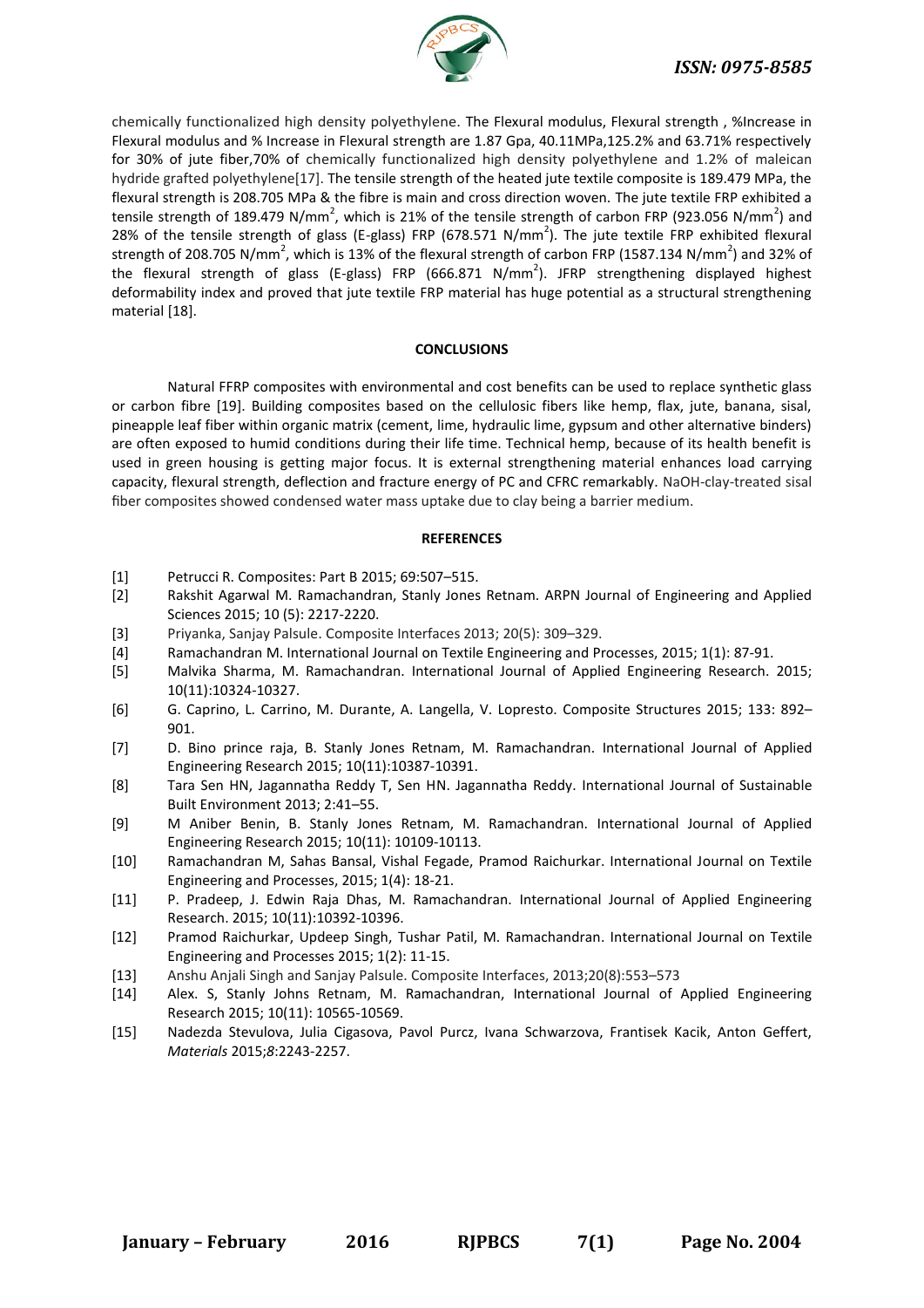chemically functionalized high density polyethylene. The Flexural modulus, Flexural strength , %Increase in Flexural modulus and % Increase in Flexural strength are 1.87 Gpa, 40.11MPa,125.2% and 63.71% respectively for 30% of jute fiber,70% of chemically functionalized high density polyethylene and 1.2% of maleican hydride grafted polyethylene[17]. The tensile strength of the heated jute textile composite is 189.479 MPa, the flexural strength is 208.705 MPa & the fibre is main and cross direction woven. The jute textile FRP exhibited a tensile strength of 189.479 N/mm$^2$, which is 21% of the tensile strength of carbon FRP (923.056 N/mm$^2$) and 28% of the tensile strength of glass (E-glass) FRP (678.571 N/mm$^2$). The jute textile FRP exhibited flexural strength of 208.705 N/mm$^2$, which is 13% of the flexural strength of carbon FRP (1587.134 N/mm$^2$) and 32% of the flexural strength of glass (E-glass) FRP (666.871 N/mm$^2$). JFRP strengthening displayed highest deformability index and proved that jute textile FRP material has huge potential as a structural strengthening material [18].

## CONCLUSIONS

Natural FFRP composites with environmental and cost benefits can be used to replace synthetic glass or carbon fibre [19]. Building composites based on the cellulosic fibers like hemp, flax, jute, banana, sisal, pineapple leaf fiber within organic matrix (cement, lime, hydraulic lime, gypsum and other alternative binders) are often exposed to humid conditions during their life time. Technical hemp, because of its health benefit is used in green housing is getting major focus. It is external strengthening material enhances load carrying capacity, flexural strength, deflection and fracture energy of PC and CFRC remarkably. NaOH-clay-treated sisal fiber composites showed condensed water mass uptake due to clay being a barrier medium.

## REFERENCES

[1] Petrucci R. Composites: Part B 2015; 69:507–515.

[2] Rakshit Agarwal M. Ramachandran, Stanly Jones Retnam. ARPN Journal of Engineering and Applied Sciences 2015; 10 (5): 2217-2220.

[3] Priyanka, Sanjay Palsule. Composite Interfaces 2013; 20(5): 309–329.

[4] Ramachandran M. International Journal on Textile Engineering and Processes, 2015; 1(1): 87-91.

[5] Malvika Sharma, M. Ramachandran. International Journal of Applied Engineering Research. 2015; 10(11):10324-10327.

[6] G. Caprino, L. Carrino, M. Durante, A. Langella, V. Lopresto. Composite Structures 2015; 133: 892–901.

[7] D. Bino prince raja, B. Stanly Jones Retnam, M. Ramachandran. International Journal of Applied Engineering Research 2015; 10(11):10387-10391.

[8] Tara Sen HN, Jagannatha Reddy T, Sen HN. Jagannatha Reddy. International Journal of Sustainable Built Environment 2013; 2:41–55.

[9] M Aniber Benin, B. Stanly Jones Retnam, M. Ramachandran. International Journal of Applied Engineering Research 2015; 10(11): 10109-10113.

[10] Ramachandran M, Sahas Bansal, Vishal Fegade, Pramod Raichurkar. International Journal on Textile Engineering and Processes, 2015; 1(4): 18-21.

[11] P. Pradeep, J. Edwin Raja Dhas, M. Ramachandran. International Journal of Applied Engineering Research. 2015; 10(11):10392-10396.

[12] Pramod Raichurkar, Updeep Singh, Tushar Patil, M. Ramachandran. International Journal on Textile Engineering and Processes 2015; 1(2): 11-15.

[13] Anshu Anjali Singh and Sanjay Palsule. Composite Interfaces, 2013;20(8):553–573

[14] Alex. S, Stanly Johns Retnam, M. Ramachandran, International Journal of Applied Engineering Research 2015; 10(11): 10565-10569.

[15] Nadezda Stevulova, Julia Cigasova, Pavol Purcz, Ivana Schwarzova, Frantisek Kacik, Anton Geffert, *Materials* 2015;*8*:2243-2257.